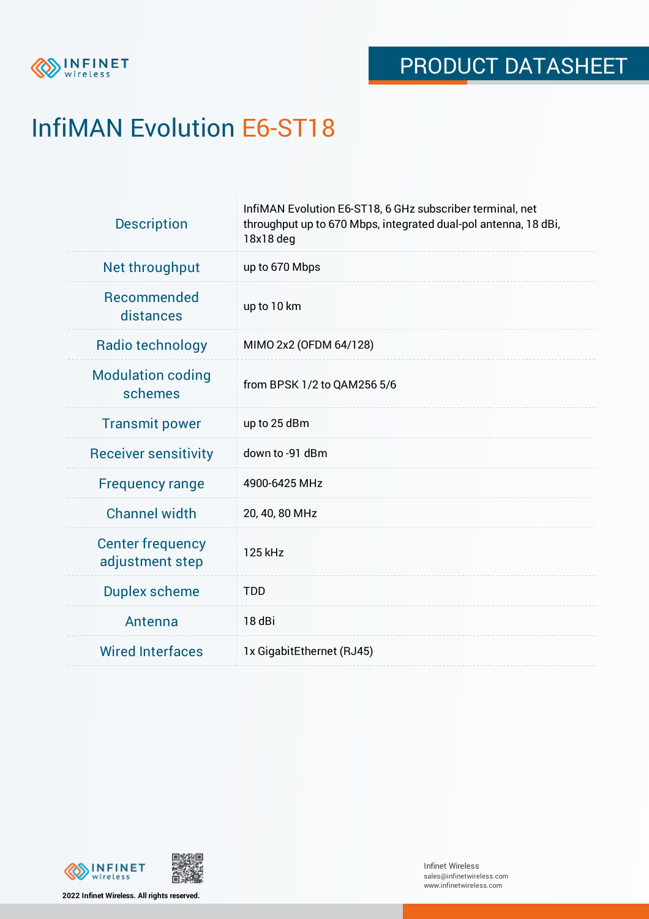# PRODUCT DATASHEET

# InfiMAN Evolution E6-ST18

| | |
|---|---|
| Description | InfiMAN Evolution E6-ST18, 6 GHz subscriber terminal, net throughput up to 670 Mbps, integrated dual-pol antenna, 18 dBi, 18x18 deg |
| Net throughput | up to 670 Mbps |
| Recommended distances | up to 10 km |
| Radio technology | MIMO 2x2 (OFDM 64/128) |
| Modulation coding schemes | from BPSK 1/2 to QAM256 5/6 |
| Transmit power | up to 25 dBm |
| Receiver sensitivity | down to -91 dBm |
| Frequency range | 4900-6425 MHz |
| Channel width | 20, 40, 80 MHz |
| Center frequency adjustment step | 125 kHz |
| Duplex scheme | TDD |
| Antenna | 18 dBi |
| Wired Interfaces | 1x GigabitEthernet (RJ45) |

2022 Infinet Wireless. All rights reserved.

Infinet Wireless
sales@infinetwireless.com
www.infinetwireless.com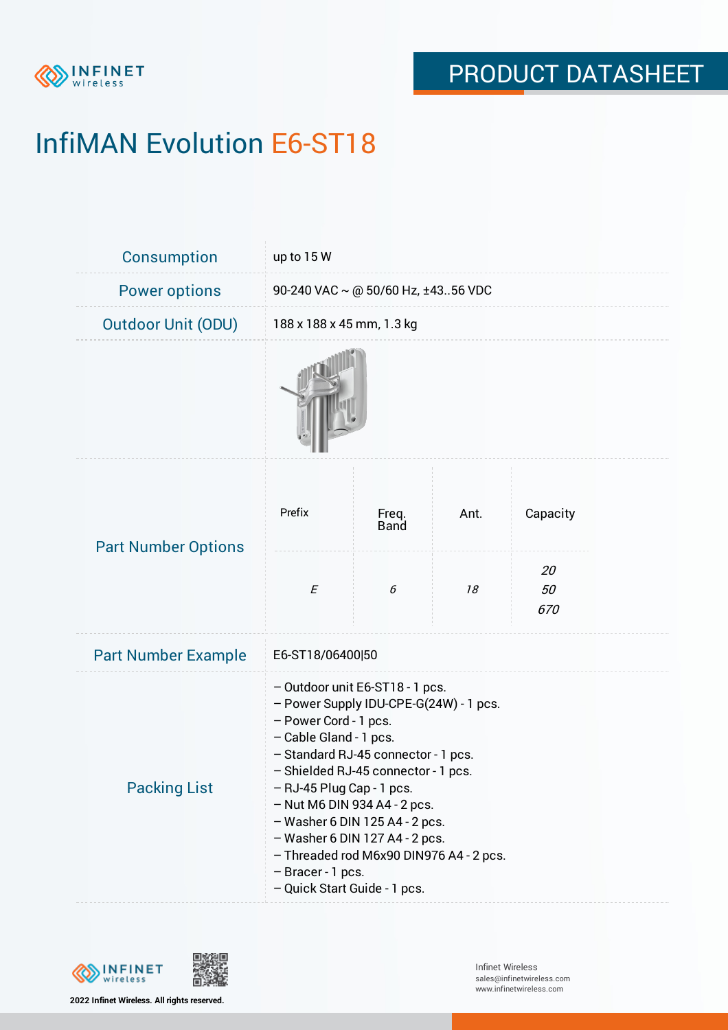# InfiMAN Evolution E6-ST18

| | |
|---|---|
| Consumption | up to 15 W |
| Power options | 90-240 VAC ~ @ 50/60 Hz, ±43..56 VDC |
| Outdoor Unit (ODU) | 188 x 188 x 45 mm, 1.3 kg |

**Part Number Options**

| Prefix | Freq. Band | Ant. | Capacity |
|---|---|---|---|
| *E* | *6* | *18* | *20*<br>*50*<br>*670* |

| | |
|---|---|
| Part Number Example | E6-ST18/06400\|50 |

**Packing List**

– Outdoor unit E6-ST18 - 1 pcs.
– Power Supply IDU-CPE-G(24W) - 1 pcs.
– Power Cord - 1 pcs.
– Cable Gland - 1 pcs.
– Standard RJ-45 connector - 1 pcs.
– Shielded RJ-45 connector - 1 pcs.
– RJ-45 Plug Cap - 1 pcs.
– Nut M6 DIN 934 A4 - 2 pcs.
– Washer 6 DIN 125 A4 - 2 pcs.
– Washer 6 DIN 127 A4 - 2 pcs.
– Threaded rod M6x90 DIN976 A4 - 2 pcs.
– Bracer - 1 pcs.
– Quick Start Guide - 1 pcs.

2022 Infinet Wireless. All rights reserved.

Infinet Wireless
sales@infinetwireless.com
www.infinetwireless.com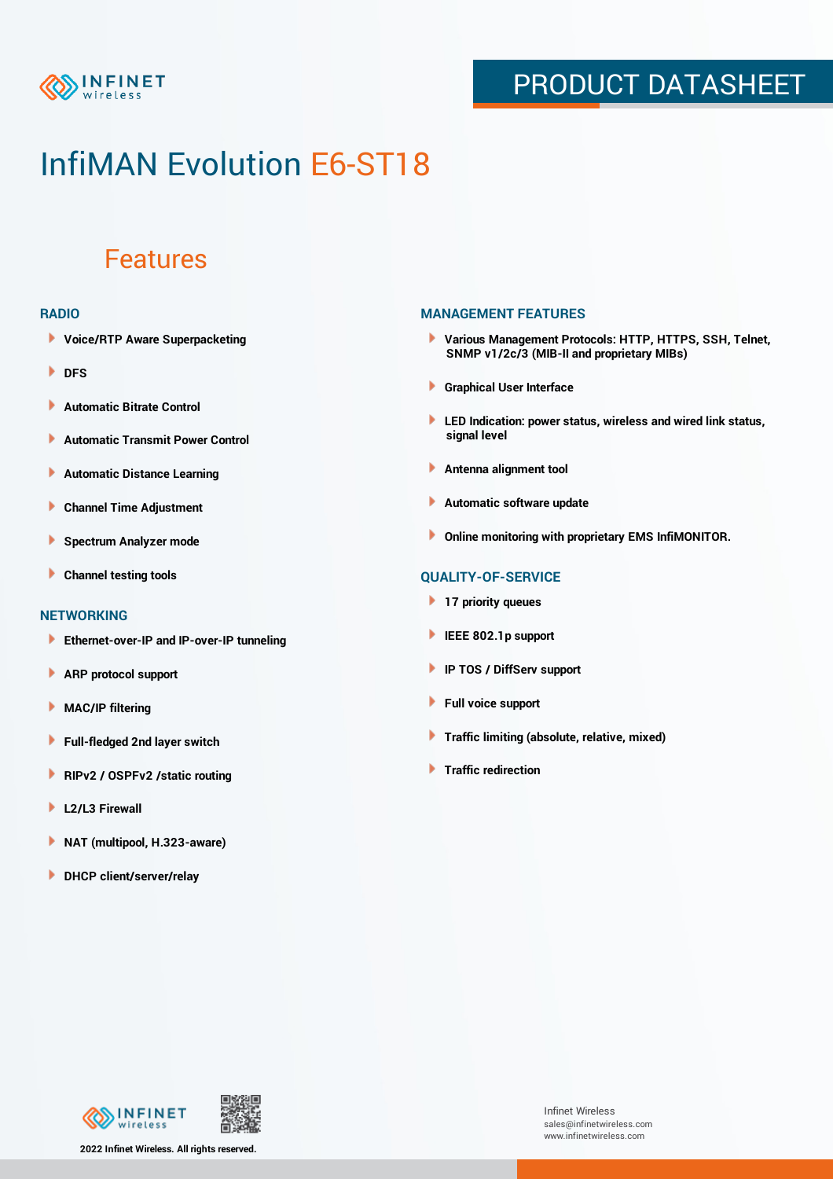# InfiMAN Evolution E6-ST18

## Features

### RADIO

- Voice/RTP Aware Superpacketing
- DFS
- Automatic Bitrate Control
- Automatic Transmit Power Control
- Automatic Distance Learning
- Channel Time Adjustment
- Spectrum Analyzer mode
- Channel testing tools

### NETWORKING

- Ethernet-over-IP and IP-over-IP tunneling
- ARP protocol support
- MAC/IP filtering
- Full-fledged 2nd layer switch
- RIPv2 / OSPFv2 /static routing
- L2/L3 Firewall
- NAT (multipool, H.323-aware)
- DHCP client/server/relay

### MANAGEMENT FEATURES

- Various Management Protocols: HTTP, HTTPS, SSH, Telnet, SNMP v1/2c/3 (MIB-II and proprietary MIBs)
- Graphical User Interface
- LED Indication: power status, wireless and wired link status, signal level
- Antenna alignment tool
- Automatic software update
- Online monitoring with proprietary EMS InfiMONITOR.

### QUALITY-OF-SERVICE

- 17 priority queues
- IEEE 802.1p support
- IP TOS / DiffServ support
- Full voice support
- Traffic limiting (absolute, relative, mixed)
- Traffic redirection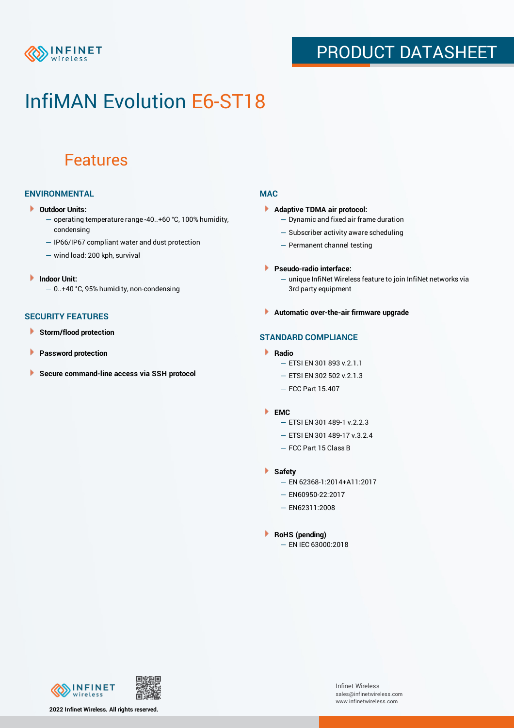# InfiMAN Evolution E6-ST18

## Features

### ENVIRONMENTAL

- **Outdoor Units:**
  - operating temperature range -40..+60 °C, 100% humidity, condensing
  - IP66/IP67 compliant water and dust protection
  - wind load: 200 kph, survival

- **Indoor Unit:**
  - 0..+40 °C, 95% humidity, non-condensing

### SECURITY FEATURES

- **Storm/flood protection**
- **Password protection**
- **Secure command-line access via SSH protocol**

### MAC

- **Adaptive TDMA air protocol:**
  - Dynamic and fixed air frame duration
  - Subscriber activity aware scheduling
  - Permanent channel testing

- **Pseudo-radio interface:**
  - unique InfiNet Wireless feature to join InfiNet networks via 3rd party equipment

- **Automatic over-the-air firmware upgrade**

### STANDARD COMPLIANCE

- **Radio**
  - ETSI EN 301 893 v.2.1.1
  - ETSI EN 302 502 v.2.1.3
  - FCC Part 15.407

- **EMC**
  - ETSI EN 301 489-1 v.2.2.3
  - ETSI EN 301 489-17 v.3.2.4
  - FCC Part 15 Class B

- **Safety**
  - EN 62368-1:2014+A11:2017
  - EN60950-22:2017
  - EN62311:2008

- **RoHS (pending)**
  - EN IEC 63000:2018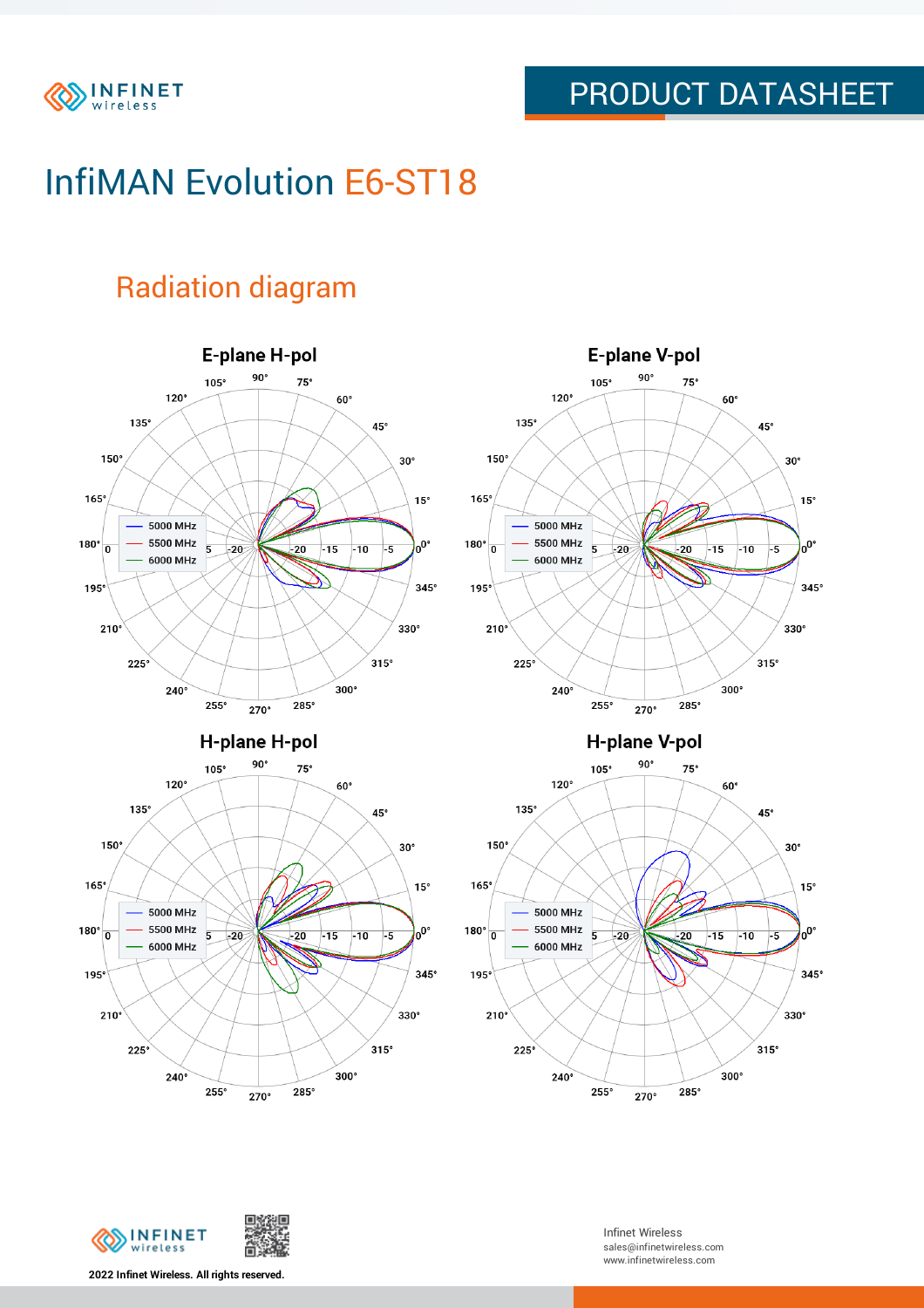# InfiMAN Evolution E6-ST18

## Radiation diagram

E-plane H-pol

90° 105° 75° 120° 60° 135° 45° 150° 30° 165° 15° 180° 0° 195° 345° 210° 330° 225° 315° 240° 300° 255° 285° 270°

0 5 -20 -20 -15 -10 -5 0

5000 MHz
5500 MHz
6000 MHz

E-plane V-pol

90° 105° 75° 120° 60° 135° 45° 150° 30° 165° 15° 180° 0° 195° 345° 210° 330° 225° 315° 240° 300° 255° 285° 270°

0 5 -20 -20 -15 -10 -5 0

5000 MHz
5500 MHz
6000 MHz

H-plane H-pol

90° 105° 75° 120° 60° 135° 45° 150° 30° 165° 15° 180° 0° 195° 345° 210° 330° 225° 315° 240° 300° 255° 285° 270°

0 5 -20 -20 -15 -10 -5 0

5000 MHz
5500 MHz
6000 MHz

H-plane V-pol

90° 105° 75° 120° 60° 135° 45° 150° 30° 165° 15° 180° 0° 195° 345° 210° 330° 225° 315° 240° 300° 255° 285° 270°

0 5 -20 -20 -15 -10 -5 0

5000 MHz
5500 MHz
6000 MHz

2022 Infinet Wireless. All rights reserved.

Infinet Wireless
sales@infinetwireless.com
www.infinetwireless.com